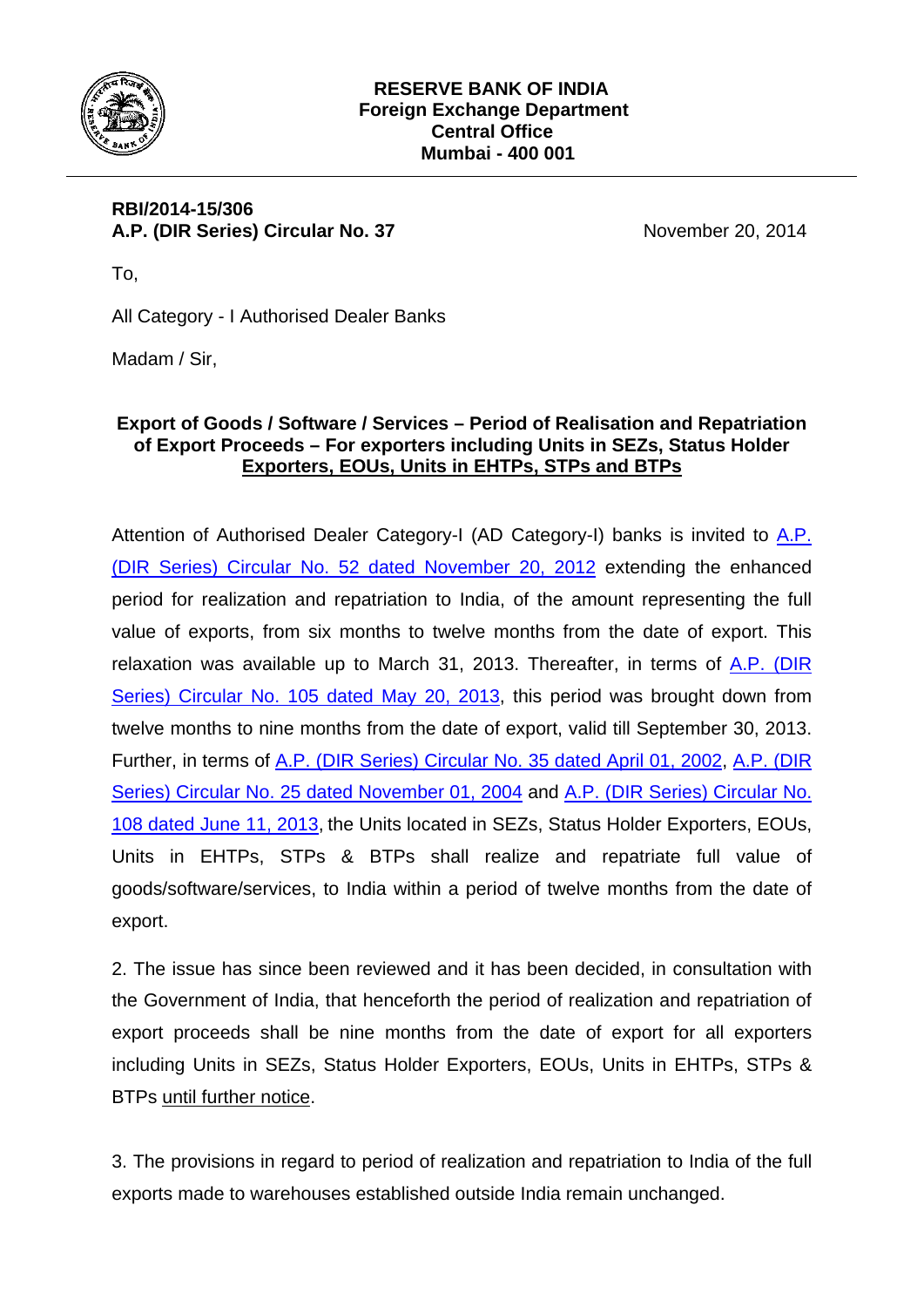**RESERVE BANK OF INDIA**
**Foreign Exchange Department**
**Central Office**
**Mumbai - 400 001**

---

**RBI/2014-15/306**
**A.P. (DIR Series) Circular No. 37**

November 20, 2014

To,

All Category - I Authorised Dealer Banks

Madam / Sir,

**Export of Goods / Software / Services – Period of Realisation and Repatriation of Export Proceeds – For exporters including Units in SEZs, Status Holder Exporters, EOUs, Units in EHTPs, STPs and BTPs**

Attention of Authorised Dealer Category-I (AD Category-I) banks is invited to A.P. (DIR Series) Circular No. 52 dated November 20, 2012 extending the enhanced period for realization and repatriation to India, of the amount representing the full value of exports, from six months to twelve months from the date of export. This relaxation was available up to March 31, 2013. Thereafter, in terms of A.P. (DIR Series) Circular No. 105 dated May 20, 2013, this period was brought down from twelve months to nine months from the date of export, valid till September 30, 2013. Further, in terms of A.P. (DIR Series) Circular No. 35 dated April 01, 2002, A.P. (DIR Series) Circular No. 25 dated November 01, 2004 and A.P. (DIR Series) Circular No. 108 dated June 11, 2013, the Units located in SEZs, Status Holder Exporters, EOUs, Units in EHTPs, STPs & BTPs shall realize and repatriate full value of goods/software/services, to India within a period of twelve months from the date of export.

2. The issue has since been reviewed and it has been decided, in consultation with the Government of India, that henceforth the period of realization and repatriation of export proceeds shall be nine months from the date of export for all exporters including Units in SEZs, Status Holder Exporters, EOUs, Units in EHTPs, STPs & BTPs until further notice.

3. The provisions in regard to period of realization and repatriation to India of the full exports made to warehouses established outside India remain unchanged.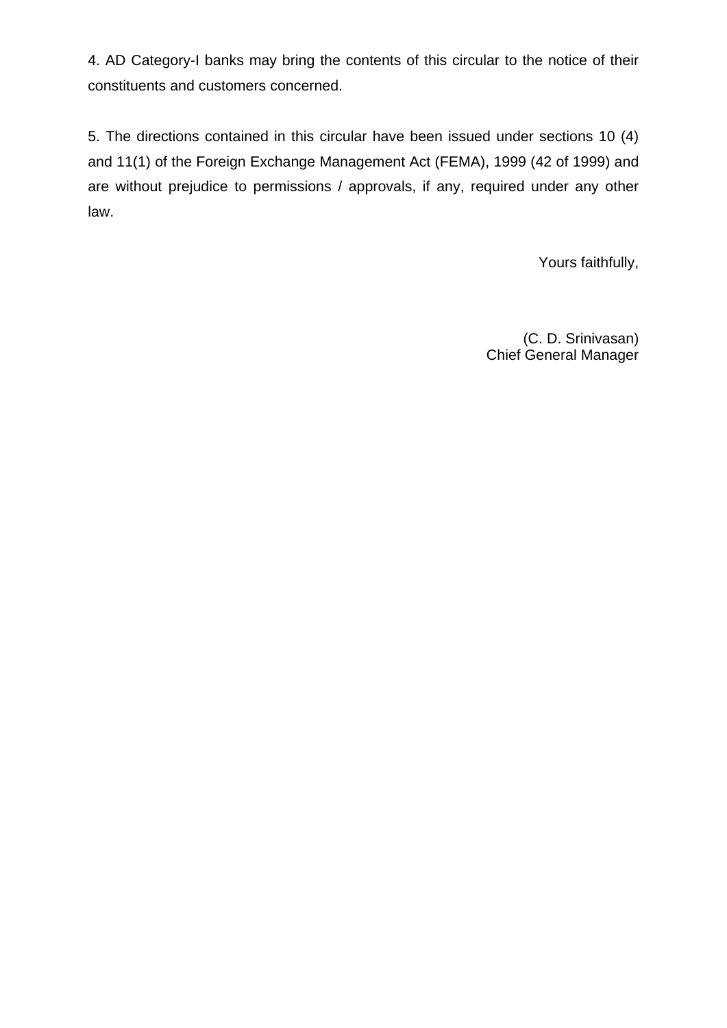4. AD Category-I banks may bring the contents of this circular to the notice of their constituents and customers concerned.

5. The directions contained in this circular have been issued under sections 10 (4) and 11(1) of the Foreign Exchange Management Act (FEMA), 1999 (42 of 1999) and are without prejudice to permissions / approvals, if any, required under any other law.

Yours faithfully,

(C. D. Srinivasan)
Chief General Manager